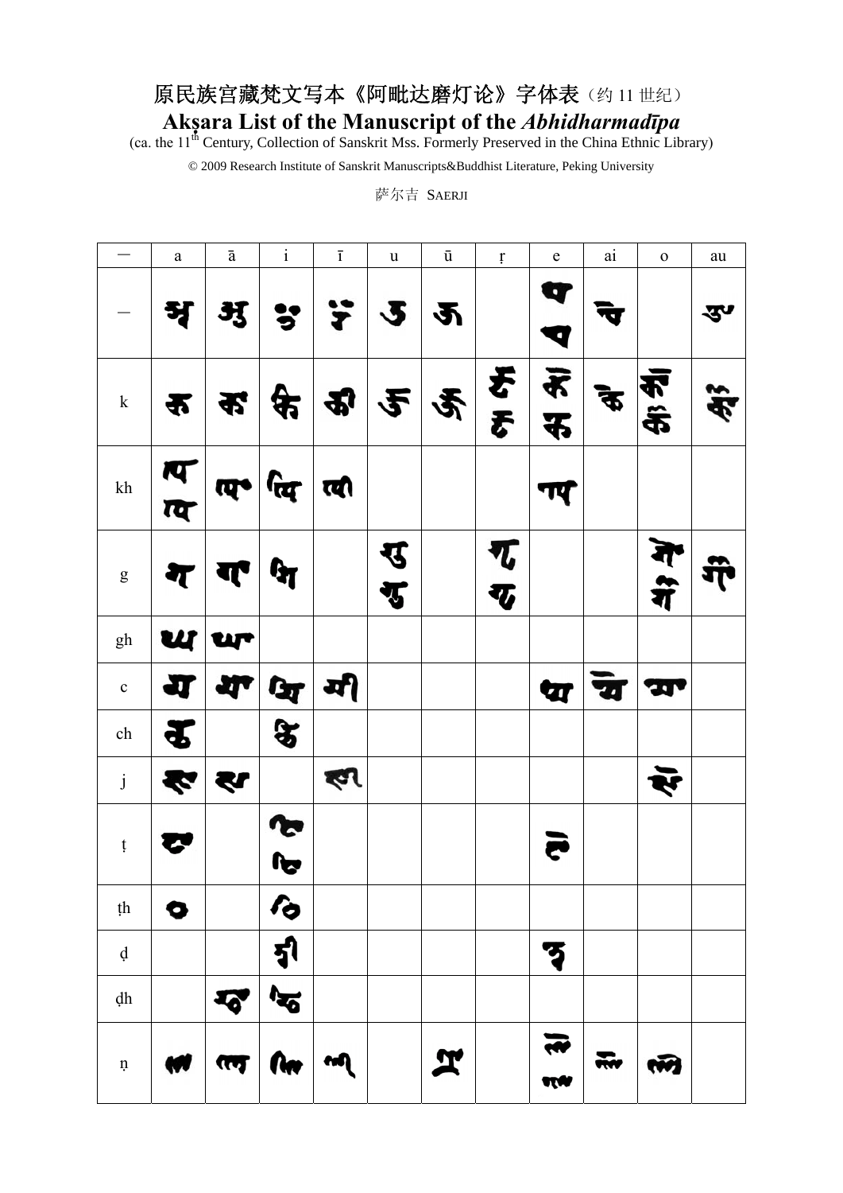# 原民族宫藏梵文写本《阿毗达磨灯论》字体表（约 11 世纪）

# Akṣara List of the Manuscript of the *Abhidharmadīpa*

(ca. the 11th Century, Collection of Sanskrit Mss. Formerly Preserved in the China Ethnic Library)

© 2009 Research Institute of Sanskrit Manuscripts&Buddhist Literature, Peking University

萨尔吉 SAERJI

| — | a | ā | i | ī | u | ū | ṛ | e | ai | o | au |
|---|---|---|---|---|---|---|---|---|---|---|---|
| — | | | | | | | | | | | |
| k | | | | | | | | | | | |
| kh | | | | | | | | | | | |
| g | | | | | | | | | | | |
| gh | | | | | | | | | | | |
| c | | | | | | | | | | | |
| ch | | | | | | | | | | | |
| j | | | | | | | | | | | |
| ṭ | | | | | | | | | | | |
| ṭh | | | | | | | | | | | |
| ḍ | | | | | | | | | | | |
| ḍh | | | | | | | | | | | |
| ṇ | | | | | | | | | | | |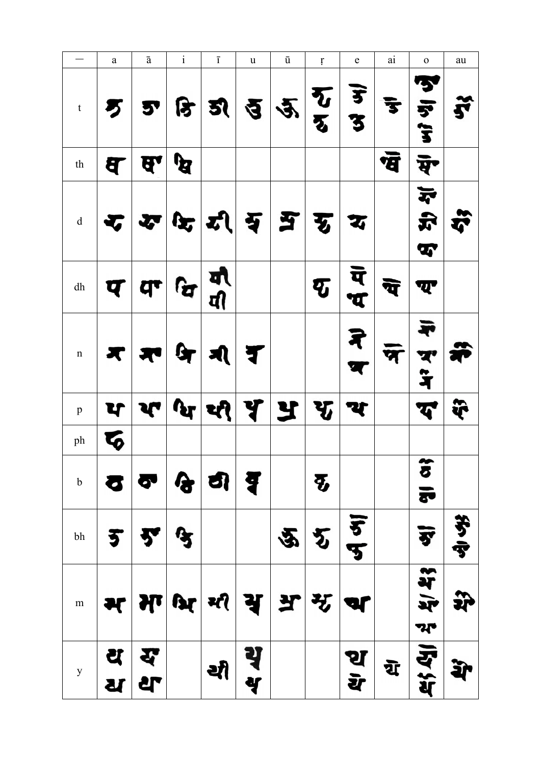| — | a | ā | i | ī | u | ū | ṛ | e | ai | o | au |
|---|---|---|---|---|---|---|---|---|---|---|---|
| t | | | | | | | | | | | |
| th | | | | | | | | | | | |
| d | | | | | | | | | | | |
| dh | | | | | | | | | | | |
| n | | | | | | | | | | | |
| p | | | | | | | | | | | |
| ph | | | | | | | | | | | |
| b | | | | | | | | | | | |
| bh | | | | | | | | | | | |
| m | | | | | | | | | | | |
| y | | | | | | | | | | | |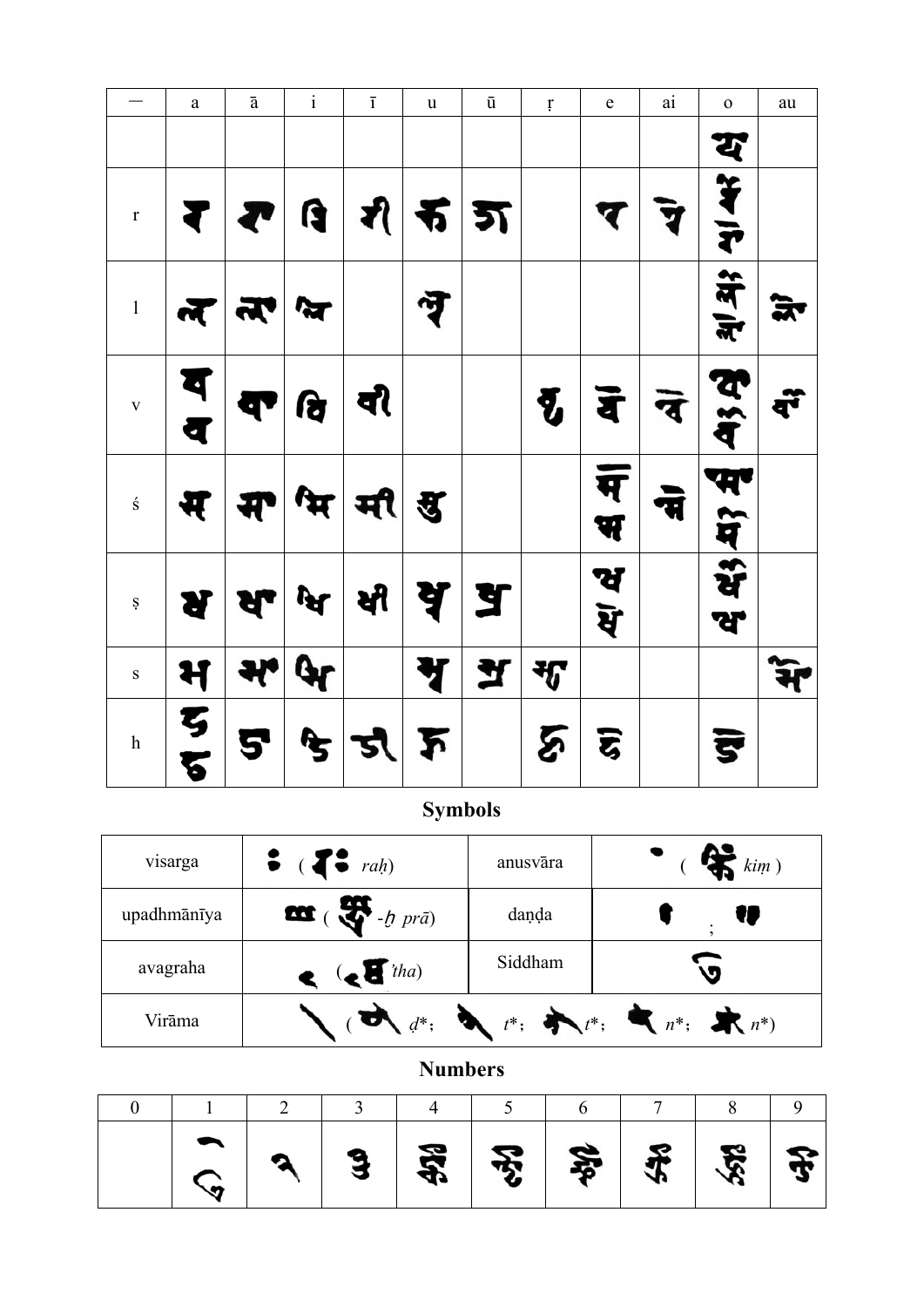| — | a | ā | i | ī | u | ū | ṛ | e | ai | o | au |
|---|---|---|---|---|---|---|---|---|---|---|---|
| | | | | | | | | | | | |
| r | | | | | | | | | | | |
| l | | | | | | | | | | | |
| v | | | | | | | | | | | |
| ś | | | | | | | | | | | |
| ṣ | | | | | | | | | | | |
| s | | | | | | | | | | | |
| h | | | | | | | | | | | |

## Symbols

| visarga | ( *raḥ*) | anusvāra | ( *kiṃ* ) |
|---|---|---|---|
| upadhmānīya | ( -*ḫ prā*) | daṇḍa | ; |
| avagraha | ( *'tha*) | Siddham | |
| Virāma | ( *ḍ*\*; *t*\*; *t*\*; *n*\*; *n*\*) | | |

## Numbers

| 0 | 1 | 2 | 3 | 4 | 5 | 6 | 7 | 8 | 9 |
|---|---|---|---|---|---|---|---|---|---|
| | | | | | | | | | |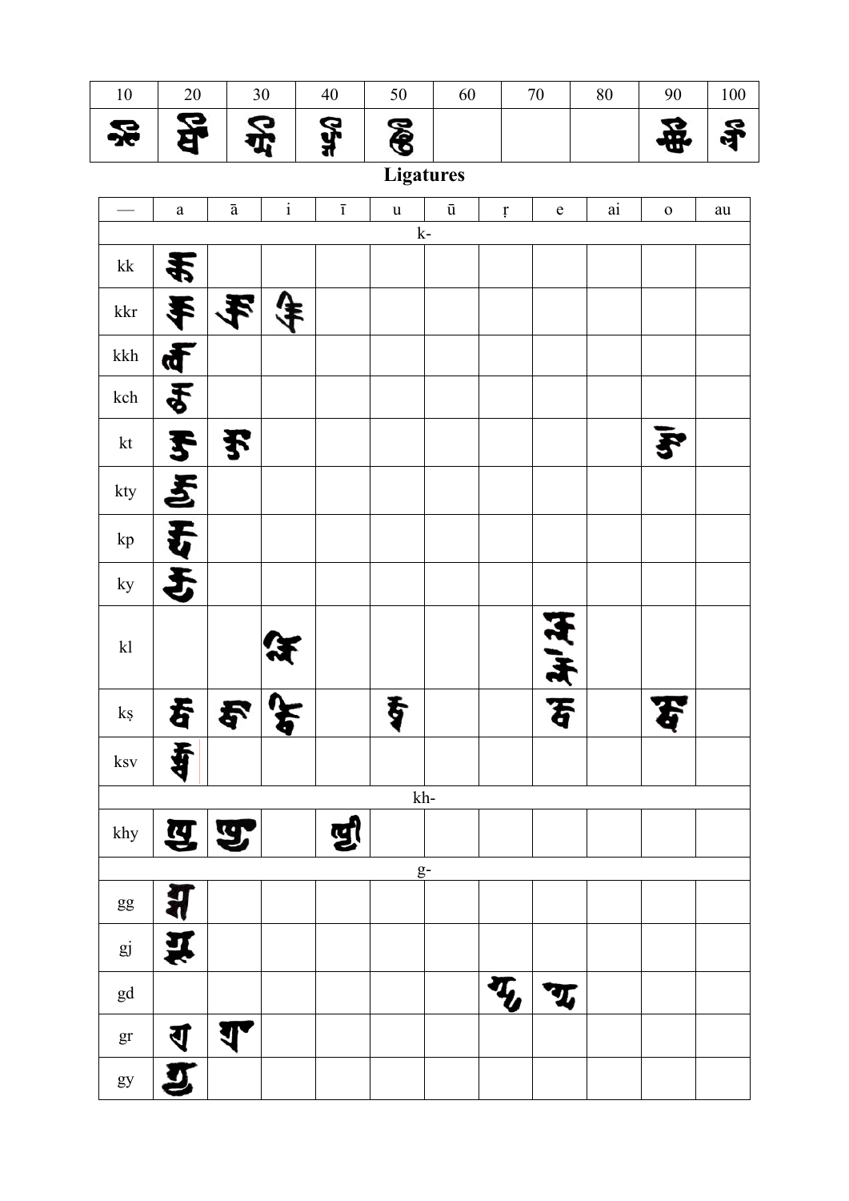| 10 | 20 | 30 | 40 | 50 | 60 | 70 | 80 | 90 | 100 |
|---|---|---|---|---|---|---|---|---|---|
| | | | | | | | | | |

## Ligatures

| — | a | ā | i | ī | u | ū | ṛ | e | ai | o | au |
|---|---|---|---|---|---|---|---|---|---|---|---|
| | | | | | k- | | | | | | |
| kk | | | | | | | | | | | |
| kkr | | | | | | | | | | | |
| kkh | | | | | | | | | | | |
| kch | | | | | | | | | | | |
| kt | | | | | | | | | | | |
| kty | | | | | | | | | | | |
| kp | | | | | | | | | | | |
| ky | | | | | | | | | | | |
| kl | | | | | | | | | | | |
| kṣ | | | | | | | | | | | |
| ksv | | | | | | | | | | | |
| | | | | | kh- | | | | | | |
| khy | | | | | | | | | | | |
| | | | | | g- | | | | | | |
| gg | | | | | | | | | | | |
| gj | | | | | | | | | | | |
| gd | | | | | | | | | | | |
| gr | | | | | | | | | | | |
| gy | | | | | | | | | | | |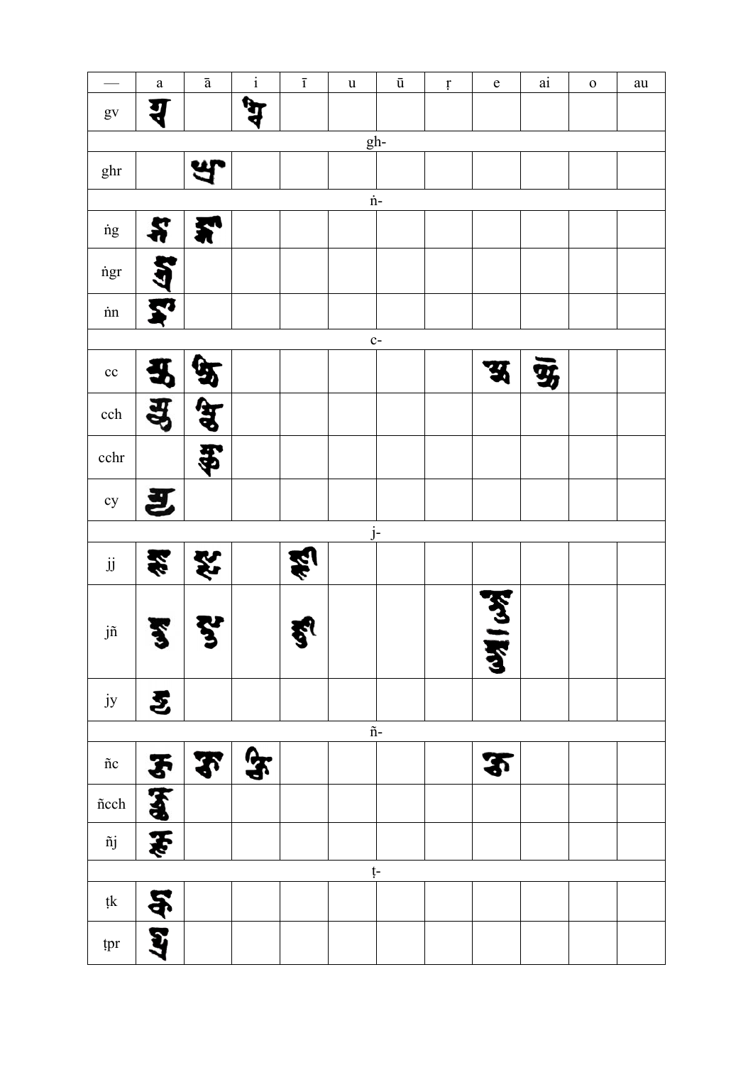| — | a | ā | i | ī | u | ū | ṛ | e | ai | o | au |
|---|---|---|---|---|---|---|---|---|---|---|---|
| gv | | | | | | | | | | | |
| | | | | | | gh- | | | | | |
| ghr | | | | | | | | | | | |
| | | | | | | ṅ- | | | | | |
| ṅg | | | | | | | | | | | |
| ṅgr | | | | | | | | | | | |
| ṅn | | | | | | | | | | | |
| | | | | | | c- | | | | | |
| cc | | | | | | | | | | | |
| cch | | | | | | | | | | | |
| cchr | | | | | | | | | | | |
| cy | | | | | | | | | | | |
| | | | | | | j- | | | | | |
| jj | | | | | | | | | | | |
| jñ | | | | | | | | | | | |
| jy | | | | | | | | | | | |
| | | | | | | ñ- | | | | | |
| ñc | | | | | | | | | | | |
| ñcch | | | | | | | | | | | |
| ñj | | | | | | | | | | | |
| | | | | | | ṭ- | | | | | |
| ṭk | | | | | | | | | | | |
| ṭpr | | | | | | | | | | | |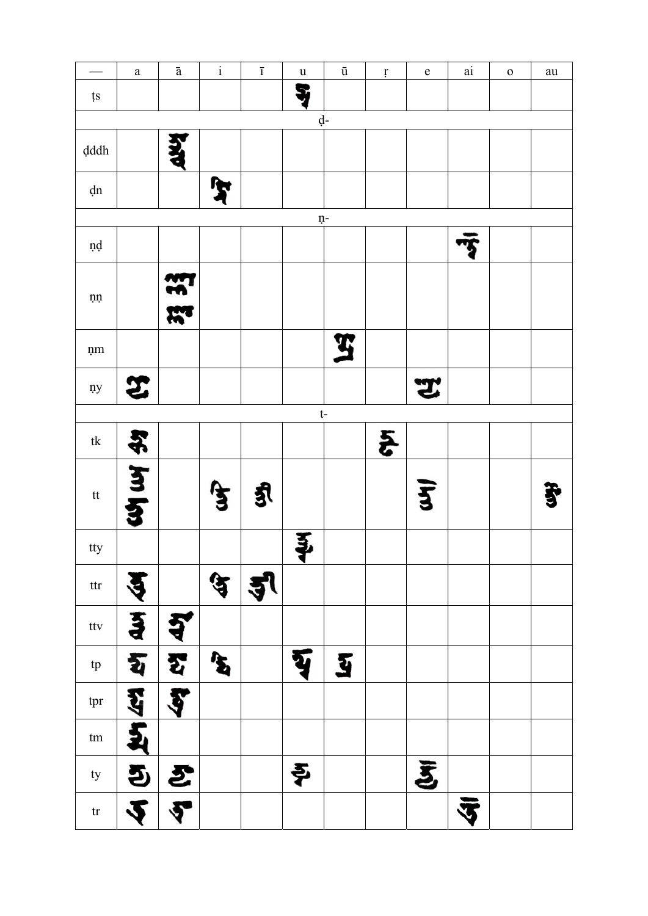| — | a | ā | i | ī | u | ū | ṛ | e | ai | o | au |
|---|---|---|---|---|---|---|---|---|---|---|---|
| ṭs | | | | | ཊྶུ | | | | | | |
| ḍ- | | | | | | | | | | | |
| ḍḍh | | ཌྜྷཱ | | | | | | | | | |
| ḍn | | | ཌྣི | | | | | | | | |
| ṇ- | | | | | | | | | | | |
| ṇḍ | | | | | | | | | ཎྜཻ | | |
| ṇṇ | | ཎྞཱ ཎྞཱ | | | | | | | | | |
| ṇm | | | | | | ཎྨཱུ | | | | | |
| ṇy | ཎྱ | | | | | | | ཎྱེ | | | |
| t- | | | | | | | | | | | |
| tk | ཏྐ | | | | | | ཏྐྲྀ | | | | |
| tt | ཏྟ ཏྟ | | ཏྟི | ཏྟཱི | | | | ཏྟེ | | | ཏྟཽ |
| tty | | | | | ཏྟྱུ | | | | | | |
| ttr | ཏྟྲ | | ཏྟྲི | ཏྟྲཱི | | | | | | | |
| ttv | ཏྟྭ | ཏྟྭཱ | | | | | | | | | |
| tp | ཏྤ | ཏྤཱ | ཏྤི | | ཏྤུ | ཏྤཱུ | | | | | |
| tpr | ཏྤྲ | ཏྤྲཱ | | | | | | | | | |
| tm | ཏྨ | | | | | | | | | | |
| ty | ཏྱ | ཏྱཱ | | | ཏྱུ | | | ཏྱེ | | | |
| tr | ཏྲ | ཏྲཱ | | | | | | | ཏྲཻ | | |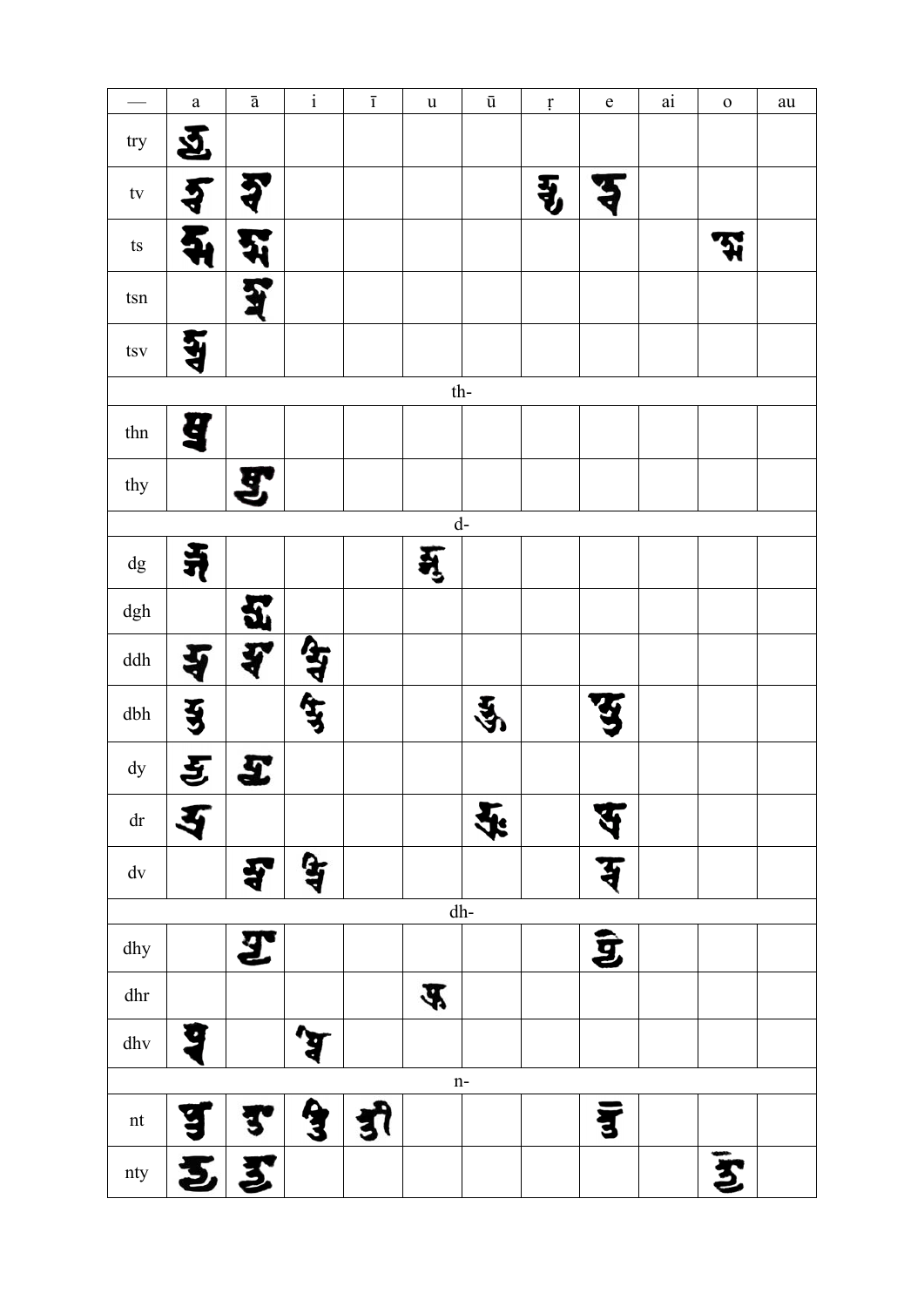| — | a | ā | i | ī | u | ū | ṛ | e | ai | o | au |
|---|---|---|---|---|---|---|---|---|---|---|---|
| try | | | | | | | | | | | |
| tv | | | | | | | | | | | |
| ts | | | | | | | | | | | |
| tsn | | | | | | | | | | | |
| tsv | | | | | | | | | | | |
| th- | | | | | | | | | | | |
| thn | | | | | | | | | | | |
| thy | | | | | | | | | | | |
| d- | | | | | | | | | | | |
| dg | | | | | | | | | | | |
| dgh | | | | | | | | | | | |
| ddh | | | | | | | | | | | |
| dbh | | | | | | | | | | | |
| dy | | | | | | | | | | | |
| dr | | | | | | | | | | | |
| dv | | | | | | | | | | | |
| dh- | | | | | | | | | | | |
| dhy | | | | | | | | | | | |
| dhr | | | | | | | | | | | |
| dhv | | | | | | | | | | | |
| n- | | | | | | | | | | | |
| nt | | | | | | | | | | | |
| nty | | | | | | | | | | | |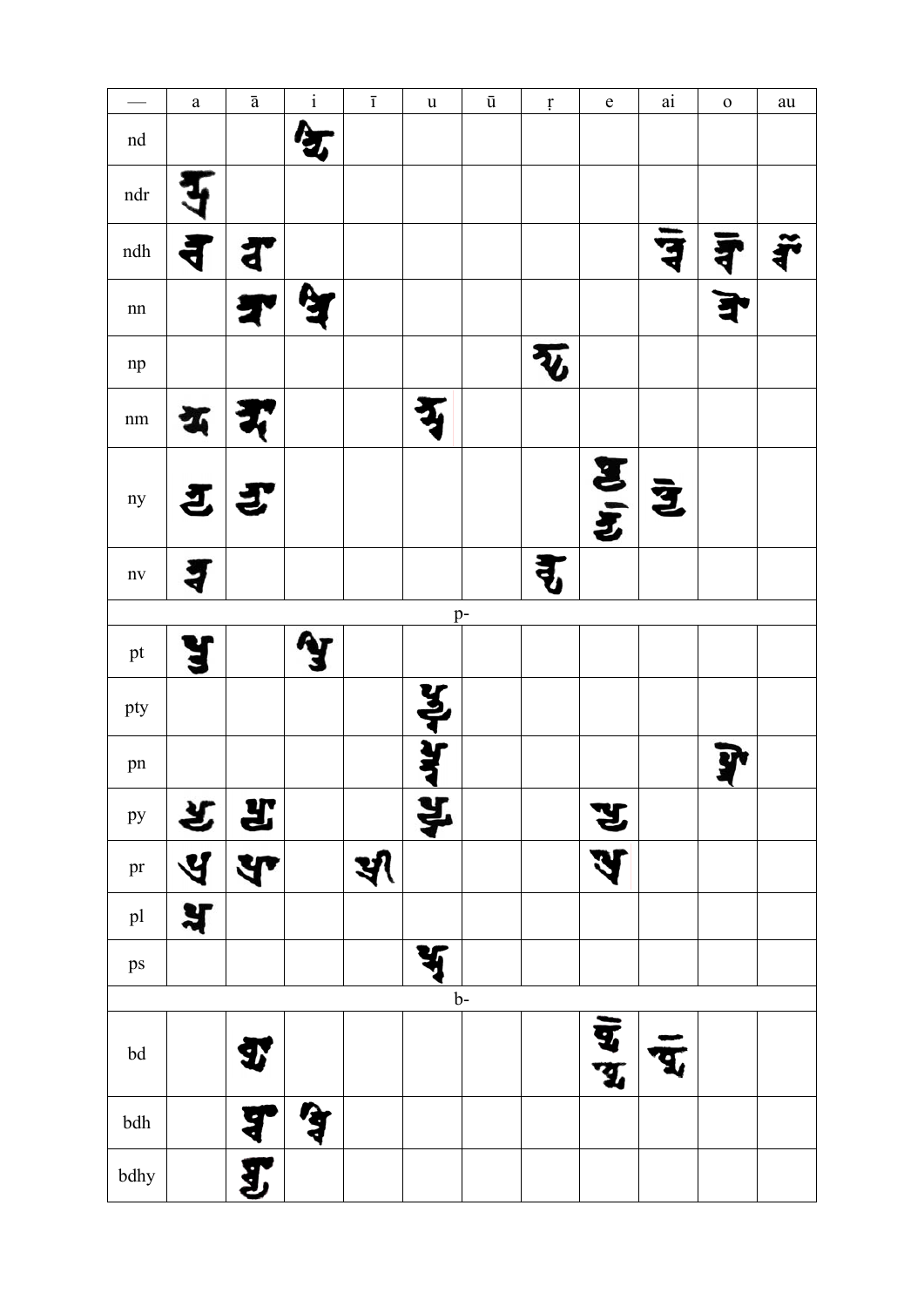| — | a | ā | i | ī | u | ū | ṛ | e | ai | o | au |
|---|---|---|---|---|---|---|---|---|---|---|---|
| nd | | | | | | | | | | | |
| ndr | | | | | | | | | | | |
| ndh | | | | | | | | | | | |
| nn | | | | | | | | | | | |
| np | | | | | | | | | | | |
| nm | | | | | | | | | | | |
| ny | | | | | | | | | | | |
| nv | | | | | | | | | | | |
| | | | | | p- | | | | | | |
| pt | | | | | | | | | | | |
| pty | | | | | | | | | | | |
| pn | | | | | | | | | | | |
| py | | | | | | | | | | | |
| pr | | | | | | | | | | | |
| pl | | | | | | | | | | | |
| ps | | | | | | | | | | | |
| | | | | | b- | | | | | | |
| bd | | | | | | | | | | | |
| bdh | | | | | | | | | | | |
| bdhy | | | | | | | | | | | |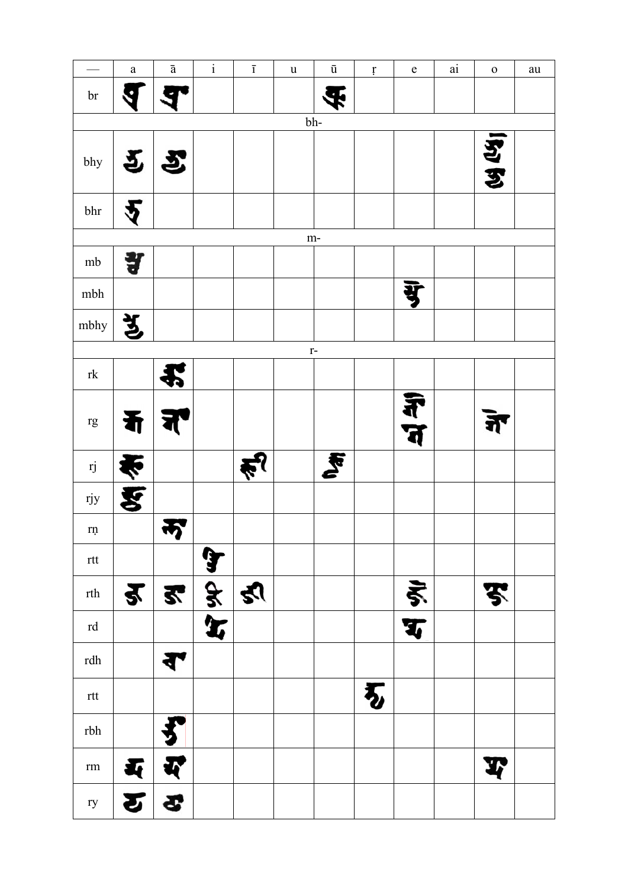| — | a | ā | i | ī | u | ū | ṛ | e | ai | o | au |
|---|---|---|---|---|---|---|---|---|---|---|---|
| br | | | | | | | | | | | |
| | | | | | | bh- | | | | | |
| bhy | | | | | | | | | | | |
| bhr | | | | | | | | | | | |
| | | | | | | m- | | | | | |
| mb | | | | | | | | | | | |
| mbh | | | | | | | | | | | |
| mbhy | | | | | | | | | | | |
| | | | | | | r- | | | | | |
| rk | | | | | | | | | | | |
| rg | | | | | | | | | | | |
| rj | | | | | | | | | | | |
| rjy | | | | | | | | | | | |
| rṇ | | | | | | | | | | | |
| rtt | | | | | | | | | | | |
| rth | | | | | | | | | | | |
| rd | | | | | | | | | | | |
| rdh | | | | | | | | | | | |
| rtt | | | | | | | | | | | |
| rbh | | | | | | | | | | | |
| rm | | | | | | | | | | | |
| ry | | | | | | | | | | | |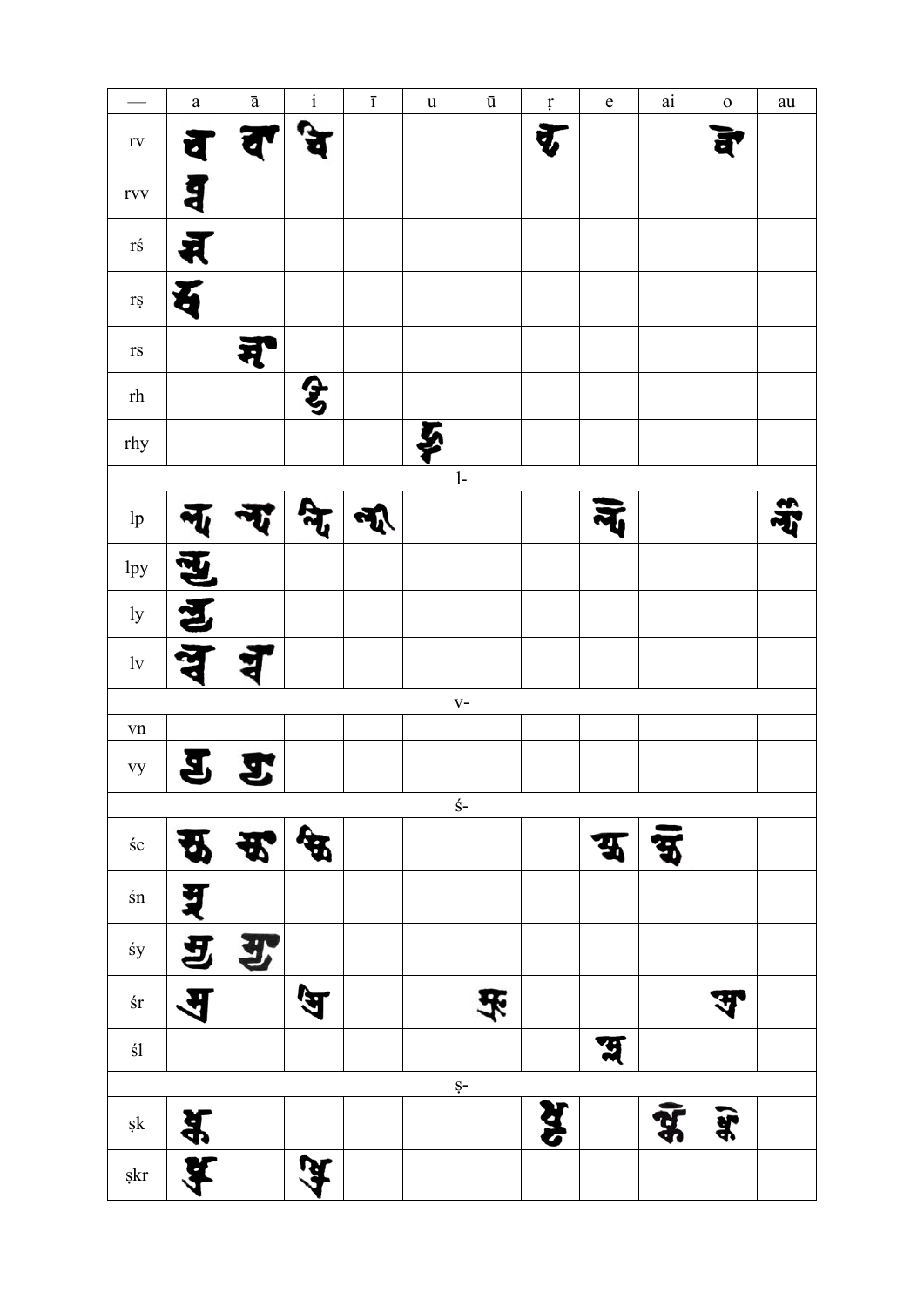| — | a | ā | i | ī | u | ū | ṛ | e | ai | o | au |
|---|---|---|---|---|---|---|---|---|---|---|---|
| rv | र्व | र्वा | र्वि | | | | र्वृ | | | र्वो | |
| rvv | र्व्व | | | | | | | | | | |
| rś | र्श | | | | | | | | | | |
| rṣ | र्ष | | | | | | | | | | |
| rs | | र्सा | | | | | | | | | |
| rh | | | र्हि | | | | | | | | |
| rhy | | | | | र्ह्यु | | | | | | |
| l- | | | | | | | | | | | |
| lp | ल्प | ल्पा | ल्पि | ल्पी | | | | ल्पे | | | ल्पौ |
| lpy | ल्प्य | | | | | | | | | | |
| ly | ल्य | | | | | | | | | | |
| lv | ल्व | ल्वा | | | | | | | | | |
| v- | | | | | | | | | | | |
| vn | | | | | | | | | | | |
| vy | व्य | व्या | | | | | | | | | |
| ś- | | | | | | | | | | | |
| śc | श्च | श्चा | श्चि | | | | | श्चे | श्चै | | |
| śn | श्न | | | | | | | | | | |
| śy | श्य | श्या | | | | | | | | | |
| śr | श्र | | श्रि | | | श्रू | | | | श्रो | |
| śl | | | | | | | | श्ले | | | |
| ṣ- | | | | | | | | | | | |
| ṣk | ष्क | | | | | | ष्कृ | | ष्कै | ष्को | |
| ṣkr | ष्क्र | | ष्क्रि | | | | | | | | |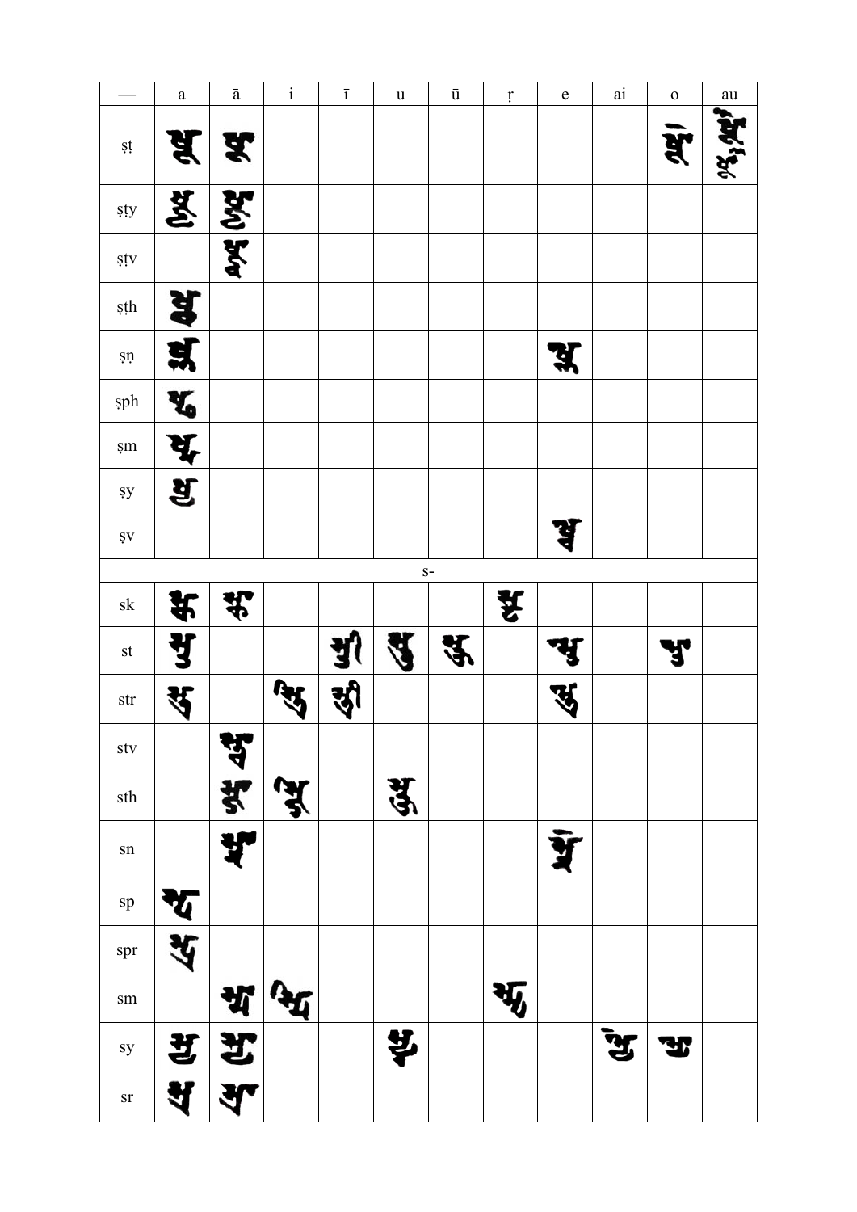| — | a | ā | i | ī | u | ū | ṛ | e | ai | o | au |
|---|---|---|---|---|---|---|---|---|---|---|---|
| ṣṭ | | | | | | | | | | | |
| ṣṭy | | | | | | | | | | | |
| ṣṭv | | | | | | | | | | | |
| ṣṭh | | | | | | | | | | | |
| ṣṇ | | | | | | | | | | | |
| ṣph | | | | | | | | | | | |
| ṣm | | | | | | | | | | | |
| ṣy | | | | | | | | | | | |
| ṣv | | | | | | | | | | | |
| | | | | | s- | | | | | | |
| sk | | | | | | | | | | | |
| st | | | | | | | | | | | |
| str | | | | | | | | | | | |
| stv | | | | | | | | | | | |
| sth | | | | | | | | | | | |
| sn | | | | | | | | | | | |
| sp | | | | | | | | | | | |
| spr | | | | | | | | | | | |
| sm | | | | | | | | | | | |
| sy | | | | | | | | | | | |
| sr | | | | | | | | | | | |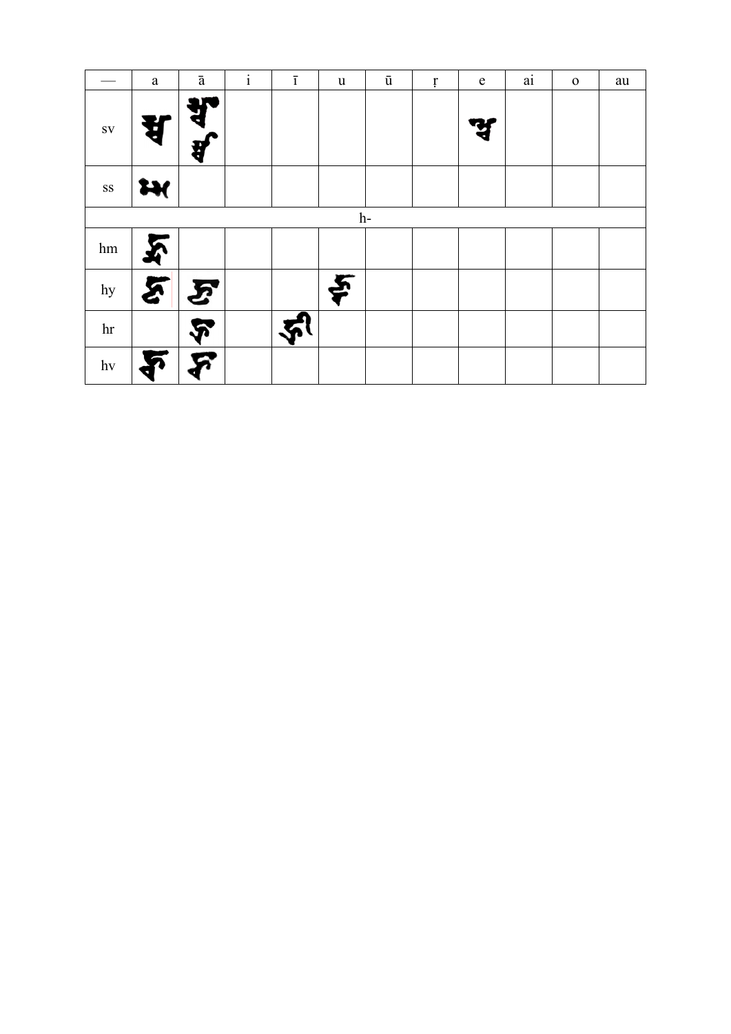| — | a | ā | i | ī | u | ū | ṛ | e | ai | o | au |
|---|---|---|---|---|---|---|---|---|---|---|---|
| sv | | | | | | | | | | | |
| ss | | | | | | | | | | | |
| h- | | | | | | | | | | | |
| hm | | | | | | | | | | | |
| hy | | | | | | | | | | | |
| hr | | | | | | | | | | | |
| hv | | | | | | | | | | | |